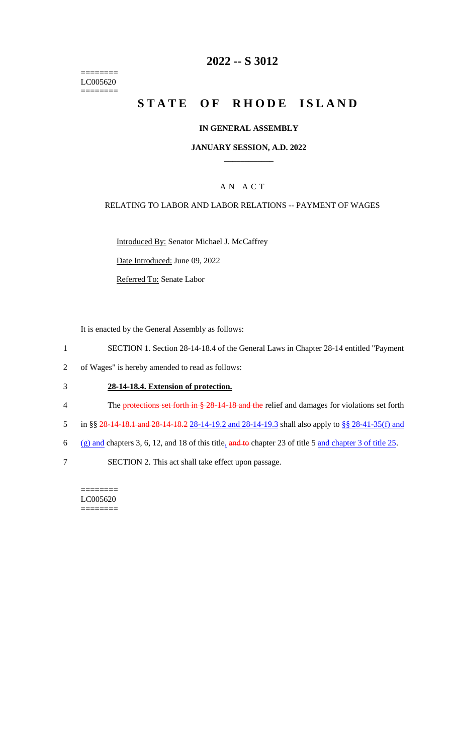========
LC005620
========

# 2022 -- S 3012

# STATE OF RHODE ISLAND

### IN GENERAL ASSEMBLY

### JANUARY SESSION, A.D. 2022

---

## A N A C T

RELATING TO LABOR AND LABOR RELATIONS -- PAYMENT OF WAGES

Introduced By: Senator Michael J. McCaffrey

Date Introduced: June 09, 2022

Referred To: Senate Labor

It is enacted by the General Assembly as follows:

1 SECTION 1. Section 28-14-18.4 of the General Laws in Chapter 28-14 entitled "Payment
2 of Wages" is hereby amended to read as follows:

3 **28-14-18.4. Extension of protection.**

4 The ~~protections set forth in § 28-14-18 and the~~ relief and damages for violations set forth
5 in §§ ~~28-14-18.1 and 28-14-18.2~~ 28-14-19.2 and 28-14-19.3 shall also apply to §§ 28-41-35(f) and
6 (g) and chapters 3, 6, 12, and 18 of this title, ~~and to~~ chapter 23 of title 5 and chapter 3 of title 25.

7 SECTION 2. This act shall take effect upon passage.

========
LC005620
========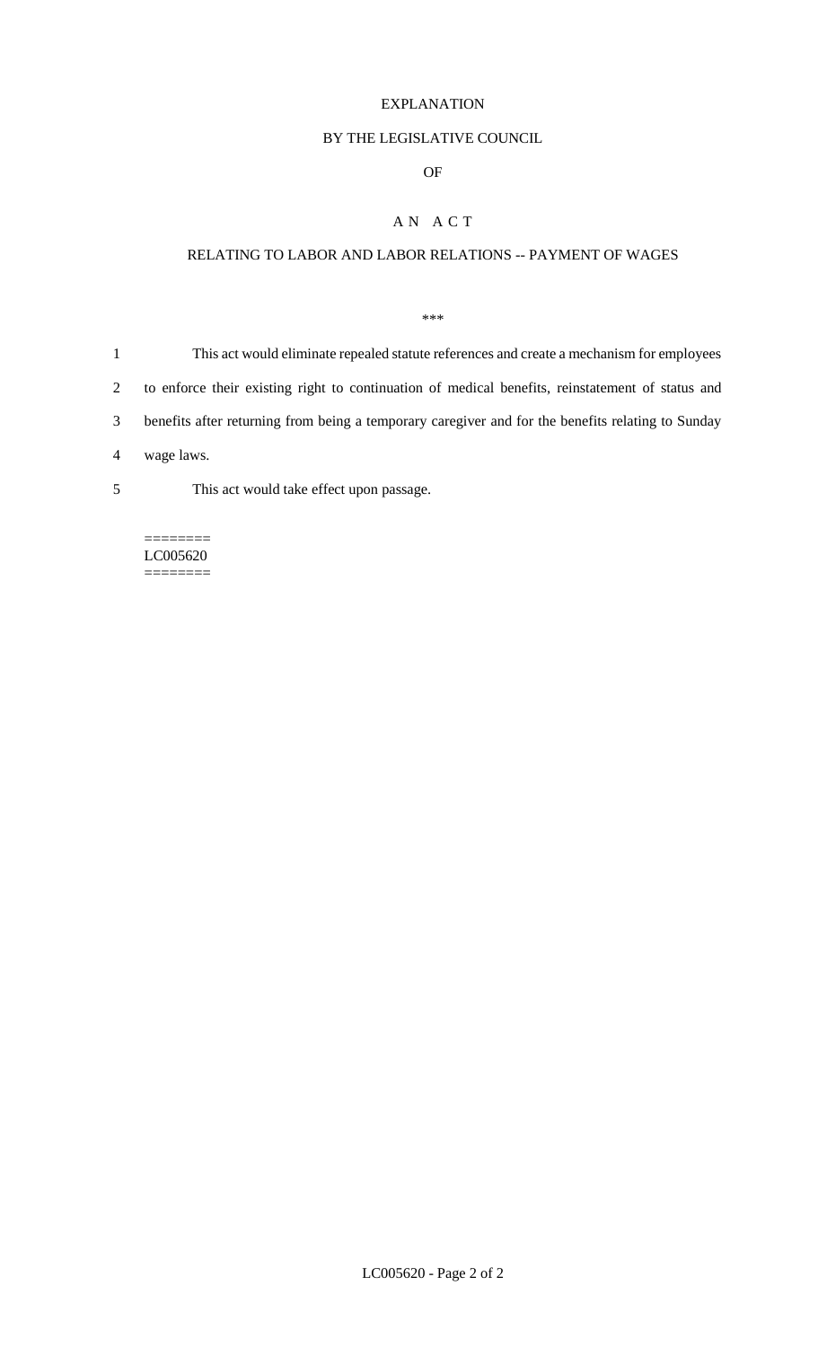EXPLANATION

BY THE LEGISLATIVE COUNCIL

OF

A N A C T

RELATING TO LABOR AND LABOR RELATIONS -- PAYMENT OF WAGES

\*\*\*

This act would eliminate repealed statute references and create a mechanism for employees to enforce their existing right to continuation of medical benefits, reinstatement of status and benefits after returning from being a temporary caregiver and for the benefits relating to Sunday wage laws.

This act would take effect upon passage.

========
LC005620
========